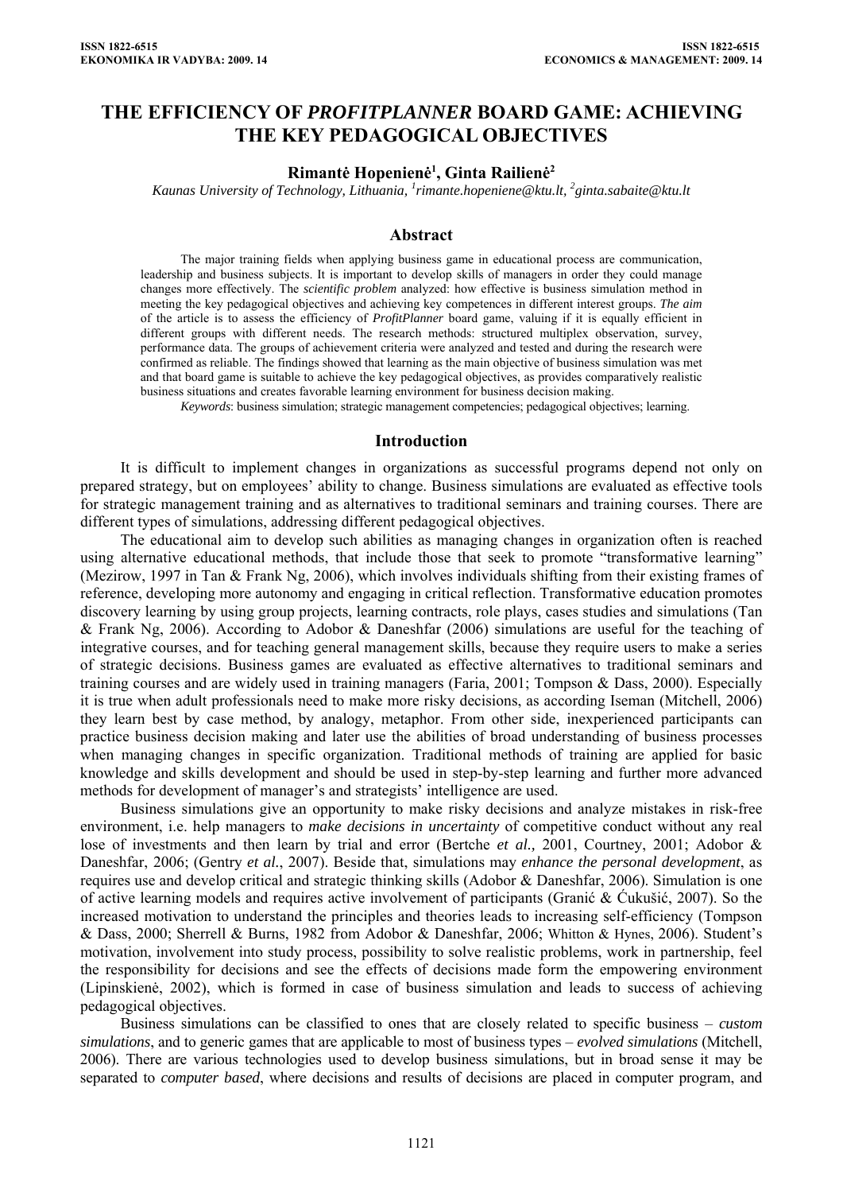# THE EFFICIENCY OF *PROFITPLANNER* BOARD GAME: ACHIEVING THE KEY PEDAGOGICAL OBJECTIVES

**Rimantė Hopenienė[1], Ginta Railienė[2]**

*Kaunas University of Technology, Lithuania, [1]rimante.hopeniene@ktu.lt, [2]ginta.sabaite@ktu.lt*

## Abstract

The major training fields when applying business game in educational process are communication, leadership and business subjects. It is important to develop skills of managers in order they could manage changes more effectively. The *scientific problem* analyzed: how effective is business simulation method in meeting the key pedagogical objectives and achieving key competences in different interest groups. *The aim* of the article is to assess the efficiency of *ProfitPlanner* board game, valuing if it is equally efficient in different groups with different needs. The research methods: structured multiplex observation, survey, performance data. The groups of achievement criteria were analyzed and tested and during the research were confirmed as reliable. The findings showed that learning as the main objective of business simulation was met and that board game is suitable to achieve the key pedagogical objectives, as provides comparatively realistic business situations and creates favorable learning environment for business decision making.

*Keywords*: business simulation; strategic management competencies; pedagogical objectives; learning.

## Introduction

It is difficult to implement changes in organizations as successful programs depend not only on prepared strategy, but on employees' ability to change. Business simulations are evaluated as effective tools for strategic management training and as alternatives to traditional seminars and training courses. There are different types of simulations, addressing different pedagogical objectives.

The educational aim to develop such abilities as managing changes in organization often is reached using alternative educational methods, that include those that seek to promote "transformative learning" (Mezirow, 1997 in Tan & Frank Ng, 2006), which involves individuals shifting from their existing frames of reference, developing more autonomy and engaging in critical reflection. Transformative education promotes discovery learning by using group projects, learning contracts, role plays, cases studies and simulations (Tan & Frank Ng, 2006). According to Adobor & Daneshfar (2006) simulations are useful for the teaching of integrative courses, and for teaching general management skills, because they require users to make a series of strategic decisions. Business games are evaluated as effective alternatives to traditional seminars and training courses and are widely used in training managers (Faria, 2001; Tompson & Dass, 2000). Especially it is true when adult professionals need to make more risky decisions, as according Iseman (Mitchell, 2006) they learn best by case method, by analogy, metaphor. From other side, inexperienced participants can practice business decision making and later use the abilities of broad understanding of business processes when managing changes in specific organization. Traditional methods of training are applied for basic knowledge and skills development and should be used in step-by-step learning and further more advanced methods for development of manager's and strategists' intelligence are used.

Business simulations give an opportunity to make risky decisions and analyze mistakes in risk-free environment, i.e. help managers to *make decisions in uncertainty* of competitive conduct without any real lose of investments and then learn by trial and error (Bertche *et al.,* 2001, Courtney, 2001; Adobor & Daneshfar, 2006; (Gentry *et al.*, 2007). Beside that, simulations may *enhance the personal development*, as requires use and develop critical and strategic thinking skills (Adobor & Daneshfar, 2006). Simulation is one of active learning models and requires active involvement of participants (Granić & Ćukušić, 2007). So the increased motivation to understand the principles and theories leads to increasing self-efficiency (Tompson & Dass, 2000; Sherrell & Burns, 1982 from Adobor & Daneshfar, 2006; Whitton & Hynes, 2006). Student's motivation, involvement into study process, possibility to solve realistic problems, work in partnership, feel the responsibility for decisions and see the effects of decisions made form the empowering environment (Lipinskienė, 2002), which is formed in case of business simulation and leads to success of achieving pedagogical objectives.

Business simulations can be classified to ones that are closely related to specific business – *custom simulations*, and to generic games that are applicable to most of business types – *evolved simulations* (Mitchell, 2006). There are various technologies used to develop business simulations, but in broad sense it may be separated to *computer based*, where decisions and results of decisions are placed in computer program, and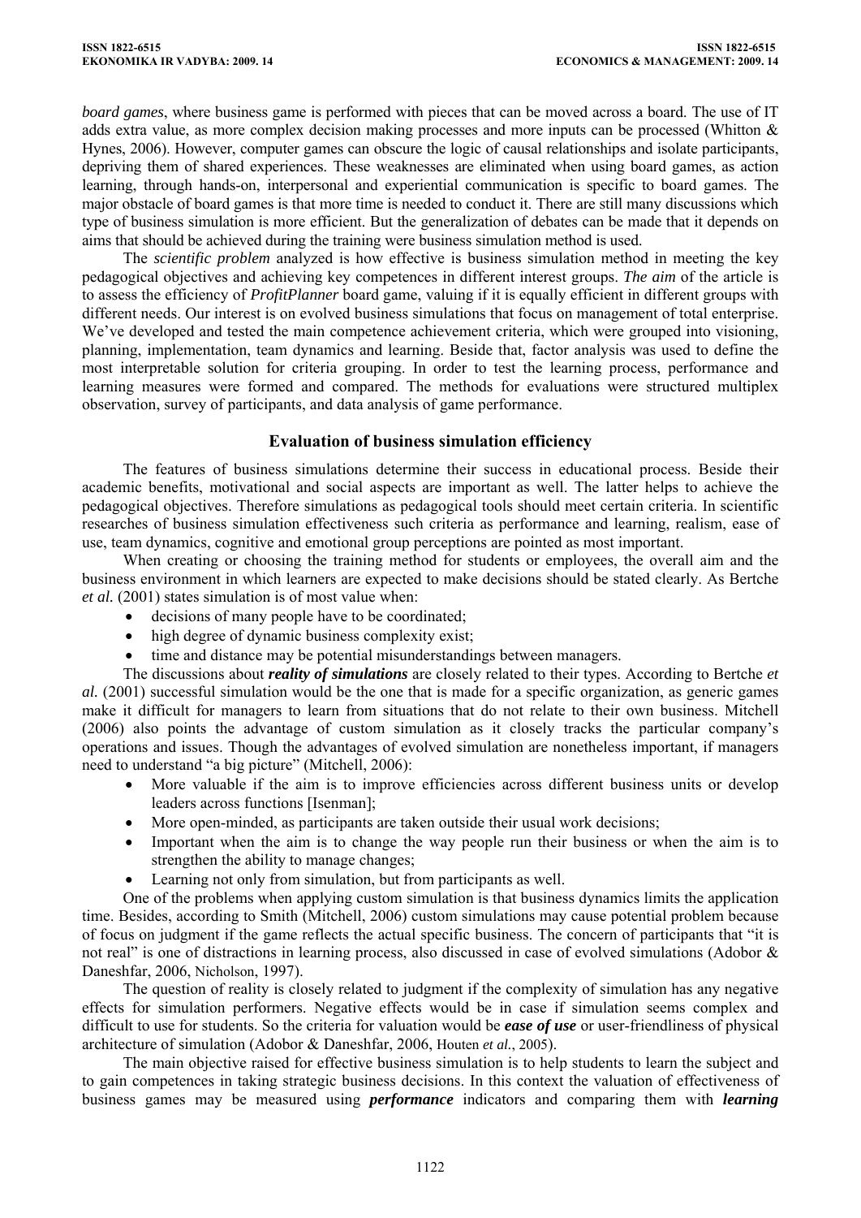*board games*, where business game is performed with pieces that can be moved across a board. The use of IT adds extra value, as more complex decision making processes and more inputs can be processed (Whitton & Hynes, 2006). However, computer games can obscure the logic of causal relationships and isolate participants, depriving them of shared experiences. These weaknesses are eliminated when using board games, as action learning, through hands-on, interpersonal and experiential communication is specific to board games. The major obstacle of board games is that more time is needed to conduct it. There are still many discussions which type of business simulation is more efficient. But the generalization of debates can be made that it depends on aims that should be achieved during the training were business simulation method is used.

The *scientific problem* analyzed is how effective is business simulation method in meeting the key pedagogical objectives and achieving key competences in different interest groups. *The aim* of the article is to assess the efficiency of *ProfitPlanner* board game, valuing if it is equally efficient in different groups with different needs. Our interest is on evolved business simulations that focus on management of total enterprise. We've developed and tested the main competence achievement criteria, which were grouped into visioning, planning, implementation, team dynamics and learning. Beside that, factor analysis was used to define the most interpretable solution for criteria grouping. In order to test the learning process, performance and learning measures were formed and compared. The methods for evaluations were structured multiplex observation, survey of participants, and data analysis of game performance.

## Evaluation of business simulation efficiency

The features of business simulations determine their success in educational process. Beside their academic benefits, motivational and social aspects are important as well. The latter helps to achieve the pedagogical objectives. Therefore simulations as pedagogical tools should meet certain criteria. In scientific researches of business simulation effectiveness such criteria as performance and learning, realism, ease of use, team dynamics, cognitive and emotional group perceptions are pointed as most important.

When creating or choosing the training method for students or employees, the overall aim and the business environment in which learners are expected to make decisions should be stated clearly. As Bertche *et al.* (2001) states simulation is of most value when:

- decisions of many people have to be coordinated;
- high degree of dynamic business complexity exist;
- time and distance may be potential misunderstandings between managers.

The discussions about ***reality of simulations*** are closely related to their types. According to Bertche *et al.* (2001) successful simulation would be the one that is made for a specific organization, as generic games make it difficult for managers to learn from situations that do not relate to their own business. Mitchell (2006) also points the advantage of custom simulation as it closely tracks the particular company's operations and issues. Though the advantages of evolved simulation are nonetheless important, if managers need to understand "a big picture" (Mitchell, 2006):

- More valuable if the aim is to improve efficiencies across different business units or develop leaders across functions [Isenman];
- More open-minded, as participants are taken outside their usual work decisions;
- Important when the aim is to change the way people run their business or when the aim is to strengthen the ability to manage changes;
- Learning not only from simulation, but from participants as well.

One of the problems when applying custom simulation is that business dynamics limits the application time. Besides, according to Smith (Mitchell, 2006) custom simulations may cause potential problem because of focus on judgment if the game reflects the actual specific business. The concern of participants that "it is not real" is one of distractions in learning process, also discussed in case of evolved simulations (Adobor & Daneshfar, 2006, Nicholson, 1997).

The question of reality is closely related to judgment if the complexity of simulation has any negative effects for simulation performers. Negative effects would be in case if simulation seems complex and difficult to use for students. So the criteria for valuation would be ***ease of use*** or user-friendliness of physical architecture of simulation (Adobor & Daneshfar, 2006, Houten *et al.*, 2005).

The main objective raised for effective business simulation is to help students to learn the subject and to gain competences in taking strategic business decisions. In this context the valuation of effectiveness of business games may be measured using ***performance*** indicators and comparing them with ***learning***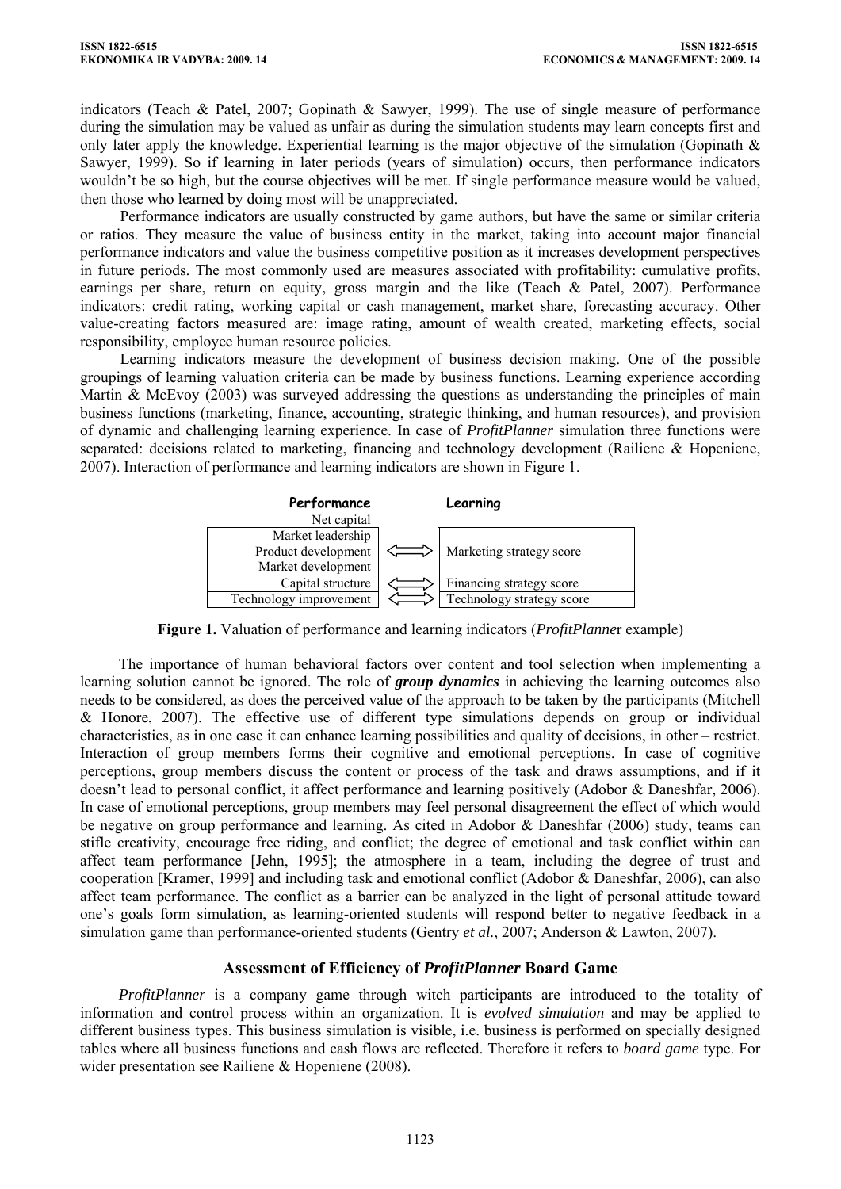indicators (Teach & Patel, 2007; Gopinath & Sawyer, 1999). The use of single measure of performance during the simulation may be valued as unfair as during the simulation students may learn concepts first and only later apply the knowledge. Experiential learning is the major objective of the simulation (Gopinath & Sawyer, 1999). So if learning in later periods (years of simulation) occurs, then performance indicators wouldn't be so high, but the course objectives will be met. If single performance measure would be valued, then those who learned by doing most will be unappreciated.

Performance indicators are usually constructed by game authors, but have the same or similar criteria or ratios. They measure the value of business entity in the market, taking into account major financial performance indicators and value the business competitive position as it increases development perspectives in future periods. The most commonly used are measures associated with profitability: cumulative profits, earnings per share, return on equity, gross margin and the like (Teach & Patel, 2007). Performance indicators: credit rating, working capital or cash management, market share, forecasting accuracy. Other value-creating factors measured are: image rating, amount of wealth created, marketing effects, social responsibility, employee human resource policies.

Learning indicators measure the development of business decision making. One of the possible groupings of learning valuation criteria can be made by business functions. Learning experience according Martin & McEvoy (2003) was surveyed addressing the questions as understanding the principles of main business functions (marketing, finance, accounting, strategic thinking, and human resources), and provision of dynamic and challenging learning experience. In case of *ProfitPlanner* simulation three functions were separated: decisions related to marketing, financing and technology development (Railiene & Hopeniene, 2007). Interaction of performance and learning indicators are shown in Figure 1.

| Performance | | Learning |
|---|---|---|
| Net capital | | |
| Market leadership<br>Product development<br>Market development | ⟺ | Marketing strategy score |
| Capital structure | ⟺ | Financing strategy score |
| Technology improvement | ⟺ | Technology strategy score |

**Figure 1.** Valuation of performance and learning indicators (*ProfitPlanne*r example)

The importance of human behavioral factors over content and tool selection when implementing a learning solution cannot be ignored. The role of ***group dynamics*** in achieving the learning outcomes also needs to be considered, as does the perceived value of the approach to be taken by the participants (Mitchell & Honore, 2007). The effective use of different type simulations depends on group or individual characteristics, as in one case it can enhance learning possibilities and quality of decisions, in other – restrict. Interaction of group members forms their cognitive and emotional perceptions. In case of cognitive perceptions, group members discuss the content or process of the task and draws assumptions, and if it doesn't lead to personal conflict, it affect performance and learning positively (Adobor & Daneshfar, 2006). In case of emotional perceptions, group members may feel personal disagreement the effect of which would be negative on group performance and learning. As cited in Adobor & Daneshfar (2006) study, teams can stifle creativity, encourage free riding, and conflict; the degree of emotional and task conflict within can affect team performance [Jehn, 1995]; the atmosphere in a team, including the degree of trust and cooperation [Kramer, 1999] and including task and emotional conflict (Adobor & Daneshfar, 2006), can also affect team performance. The conflict as a barrier can be analyzed in the light of personal attitude toward one's goals form simulation, as learning-oriented students will respond better to negative feedback in a simulation game than performance-oriented students (Gentry *et al.*, 2007; Anderson & Lawton, 2007).

## Assessment of Efficiency of *ProfitPlanner* Board Game

*ProfitPlanner* is a company game through witch participants are introduced to the totality of information and control process within an organization. It is *evolved simulation* and may be applied to different business types. This business simulation is visible, i.e. business is performed on specially designed tables where all business functions and cash flows are reflected. Therefore it refers to *board game* type. For wider presentation see Railiene & Hopeniene (2008).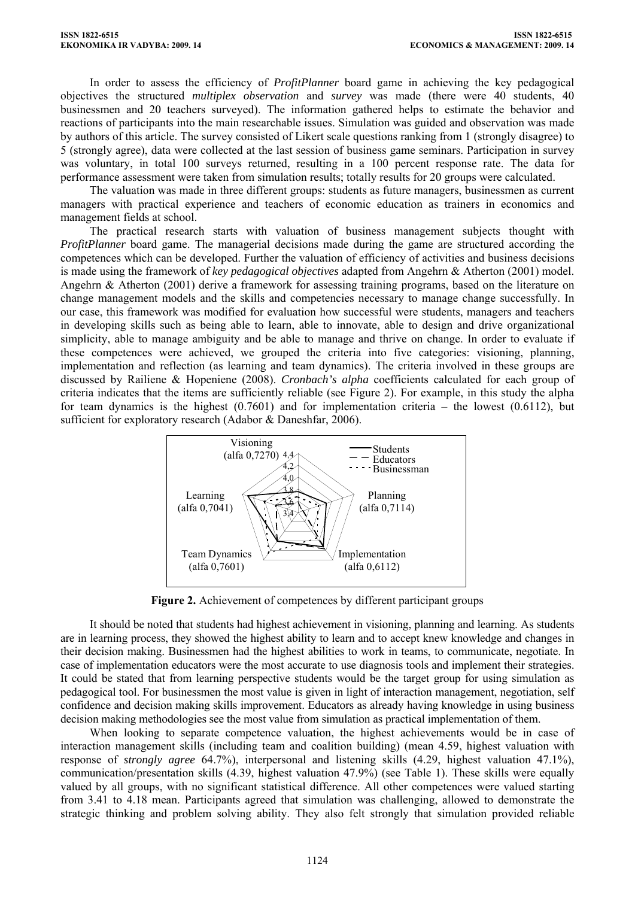In order to assess the efficiency of *ProfitPlanner* board game in achieving the key pedagogical objectives the structured *multiplex observation* and *survey* was made (there were 40 students, 40 businessmen and 20 teachers surveyed). The information gathered helps to estimate the behavior and reactions of participants into the main researchable issues. Simulation was guided and observation was made by authors of this article. The survey consisted of Likert scale questions ranking from 1 (strongly disagree) to 5 (strongly agree), data were collected at the last session of business game seminars. Participation in survey was voluntary, in total 100 surveys returned, resulting in a 100 percent response rate. The data for performance assessment were taken from simulation results; totally results for 20 groups were calculated.

The valuation was made in three different groups: students as future managers, businessmen as current managers with practical experience and teachers of economic education as trainers in economics and management fields at school.

The practical research starts with valuation of business management subjects thought with *ProfitPlanner* board game. The managerial decisions made during the game are structured according the competences which can be developed. Further the valuation of efficiency of activities and business decisions is made using the framework of *key pedagogical objectives* adapted from Angehrn & Atherton (2001) model. Angehrn & Atherton (2001) derive a framework for assessing training programs, based on the literature on change management models and the skills and competencies necessary to manage change successfully. In our case, this framework was modified for evaluation how successful were students, managers and teachers in developing skills such as being able to learn, able to innovate, able to design and drive organizational simplicity, able to manage ambiguity and be able to manage and thrive on change. In order to evaluate if these competences were achieved, we grouped the criteria into five categories: visioning, planning, implementation and reflection (as learning and team dynamics). The criteria involved in these groups are discussed by Railiene & Hopeniene (2008). *Cronbach's alpha* coefficients calculated for each group of criteria indicates that the items are sufficiently reliable (see Figure 2). For example, in this study the alpha for team dynamics is the highest (0.7601) and for implementation criteria – the lowest (0.6112), but sufficient for exploratory research (Adabor & Daneshfar, 2006).

**Figure 2.** Achievement of competences by different participant groups

It should be noted that students had highest achievement in visioning, planning and learning. As students are in learning process, they showed the highest ability to learn and to accept knew knowledge and changes in their decision making. Businessmen had the highest abilities to work in teams, to communicate, negotiate. In case of implementation educators were the most accurate to use diagnosis tools and implement their strategies. It could be stated that from learning perspective students would be the target group for using simulation as pedagogical tool. For businessmen the most value is given in light of interaction management, negotiation, self confidence and decision making skills improvement. Educators as already having knowledge in using business decision making methodologies see the most value from simulation as practical implementation of them.

When looking to separate competence valuation, the highest achievements would be in case of interaction management skills (including team and coalition building) (mean 4.59, highest valuation with response of *strongly agree* 64.7%), interpersonal and listening skills (4.29, highest valuation 47.1%), communication/presentation skills (4.39, highest valuation 47.9%) (see Table 1). These skills were equally valued by all groups, with no significant statistical difference. All other competences were valued starting from 3.41 to 4.18 mean. Participants agreed that simulation was challenging, allowed to demonstrate the strategic thinking and problem solving ability. They also felt strongly that simulation provided reliable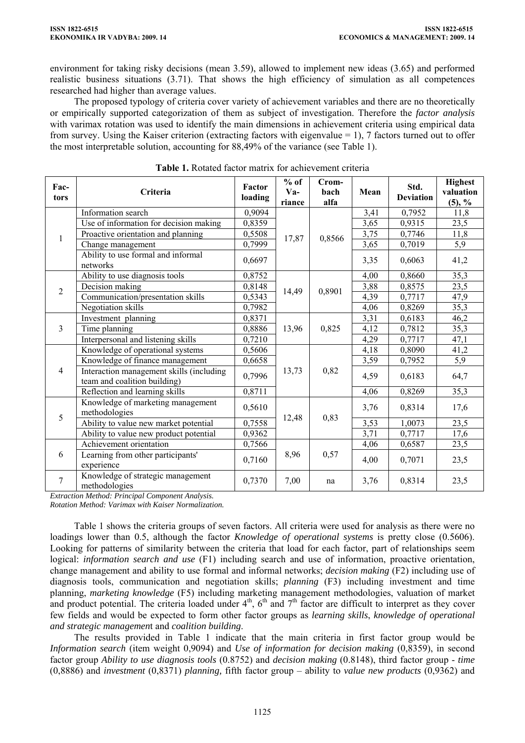environment for taking risky decisions (mean 3.59), allowed to implement new ideas (3.65) and performed realistic business situations (3.71). That shows the high efficiency of simulation as all competences researched had higher than average values.

The proposed typology of criteria cover variety of achievement variables and there are no theoretically or empirically supported categorization of them as subject of investigation. Therefore the *factor analysis* with varimax rotation was used to identify the main dimensions in achievement criteria using empirical data from survey. Using the Kaiser criterion (extracting factors with eigenvalue = 1), 7 factors turned out to offer the most interpretable solution, accounting for 88,49% of the variance (see Table 1).

**Table 1.** Rotated factor matrix for achievement criteria

| Fac-tors | Criteria | Factor loading | % of Va-riance | Crom-bach alfa | Mean | Std. Deviation | Highest valuation (5), % |
|---|---|---|---|---|---|---|---|
| 1 | Information search | 0,9094 | 17,87 | 0,8566 | 3,41 | 0,7952 | 11,8 |
| | Use of information for decision making | 0,8359 | | | 3,65 | 0,9315 | 23,5 |
| | Proactive orientation and planning | 0,5508 | | | 3,75 | 0,7746 | 11,8 |
| | Change management | 0,7999 | | | 3,65 | 0,7019 | 5,9 |
| | Ability to use formal and informal networks | 0,6697 | | | 3,35 | 0,6063 | 41,2 |
| 2 | Ability to use diagnosis tools | 0,8752 | 14,49 | 0,8901 | 4,00 | 0,8660 | 35,3 |
| | Decision making | 0,8148 | | | 3,88 | 0,8575 | 23,5 |
| | Communication/presentation skills | 0,5343 | | | 4,39 | 0,7717 | 47,9 |
| | Negotiation skills | 0,7982 | | | 4,06 | 0,8269 | 35,3 |
| 3 | Investment planning | 0,8371 | 13,96 | 0,825 | 3,31 | 0,6183 | 46,2 |
| | Time planning | 0,8886 | | | 4,12 | 0,7812 | 35,3 |
| | Interpersonal and listening skills | 0,7210 | | | 4,29 | 0,7717 | 47,1 |
| 4 | Knowledge of operational systems | 0,5606 | 13,73 | 0,82 | 4,18 | 0,8090 | 41,2 |
| | Knowledge of finance management | 0,6658 | | | 3,59 | 0,7952 | 5,9 |
| | Interaction management skills (including team and coalition building) | 0,7996 | | | 4,59 | 0,6183 | 64,7 |
| | Reflection and learning skills | 0,8711 | | | 4,06 | 0,8269 | 35,3 |
| 5 | Knowledge of marketing management methodologies | 0,5610 | 12,48 | 0,83 | 3,76 | 0,8314 | 17,6 |
| | Ability to value new market potential | 0,7558 | | | 3,53 | 1,0073 | 23,5 |
| | Ability to value new product potential | 0,9362 | | | 3,71 | 0,7717 | 17,6 |
| 6 | Achievement orientation | 0,7566 | 8,96 | 0,57 | 4,06 | 0,6587 | 23,5 |
| | Learning from other participants' experience | 0,7160 | | | 4,00 | 0,7071 | 23,5 |
| 7 | Knowledge of strategic management methodologies | 0,7370 | 7,00 | na | 3,76 | 0,8314 | 23,5 |

*Extraction Method: Principal Component Analysis.*
*Rotation Method: Varimax with Kaiser Normalization.*

Table 1 shows the criteria groups of seven factors. All criteria were used for analysis as there were no loadings lower than 0.5, although the factor *Knowledge of operational systems* is pretty close (0.5606). Looking for patterns of similarity between the criteria that load for each factor, part of relationships seem logical: *information search and use* (F1) including search and use of information, proactive orientation, change management and ability to use formal and informal networks; *decision making* (F2) including use of diagnosis tools, communication and negotiation skills; *planning* (F3) including investment and time planning, *marketing knowledge* (F5) including marketing management methodologies, valuation of market and product potential. The criteria loaded under 4th, 6th and 7th factor are difficult to interpret as they cover few fields and would be expected to form other factor groups as *learning skills*, *knowledge of operational and strategic management* and *coalition building*.

The results provided in Table 1 indicate that the main criteria in first factor group would be *Information search* (item weight 0,9094) and *Use of information for decision making* (0,8359), in second factor group *Ability to use diagnosis tools* (0.8752) and *decision making* (0.8148), third factor group - *time* (0,8886) and *investment* (0,8371) *planning,* fifth factor group – ability to *value new products* (0,9362) and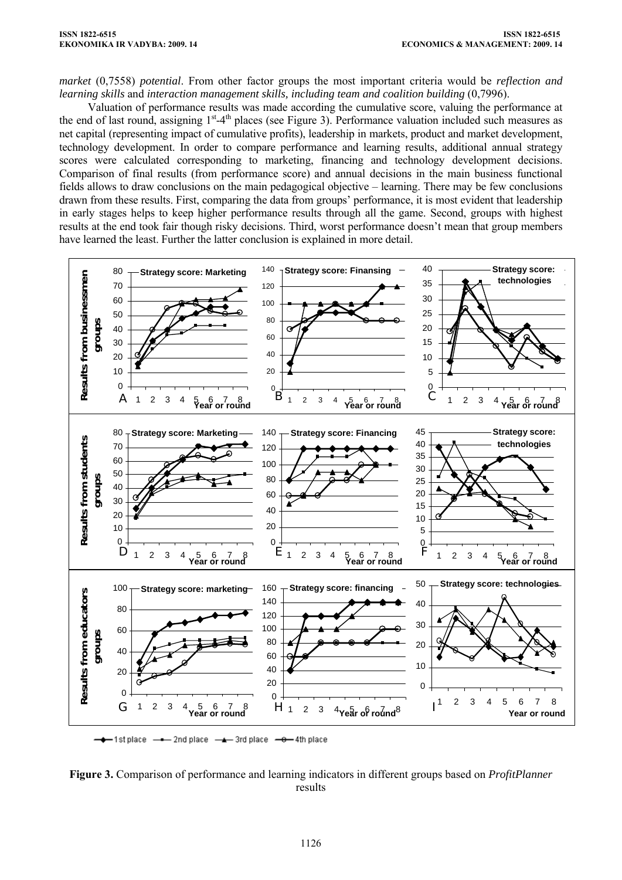*market* (0,7558) *potential*. From other factor groups the most important criteria would be *reflection and learning skills* and *interaction management skills, including team and coalition building* (0,7996).

Valuation of performance results was made according the cumulative score, valuing the performance at the end of last round, assigning 1st-4th places (see Figure 3). Performance valuation included such measures as net capital (representing impact of cumulative profits), leadership in markets, product and market development, technology development. In order to compare performance and learning results, additional annual strategy scores were calculated corresponding to marketing, financing and technology development decisions. Comparison of final results (from performance score) and annual decisions in the main business functional fields allows to draw conclusions on the main pedagogical objective – learning. There may be few conclusions drawn from these results. First, comparing the data from groups' performance, it is most evident that leadership in early stages helps to keep higher performance results through all the game. Second, groups with highest results at the end took fair though risky decisions. Third, worst performance doesn't mean that group members have learned the least. Further the latter conclusion is explained in more detail.

**Figure 3.** Comparison of performance and learning indicators in different groups based on *ProfitPlanner* results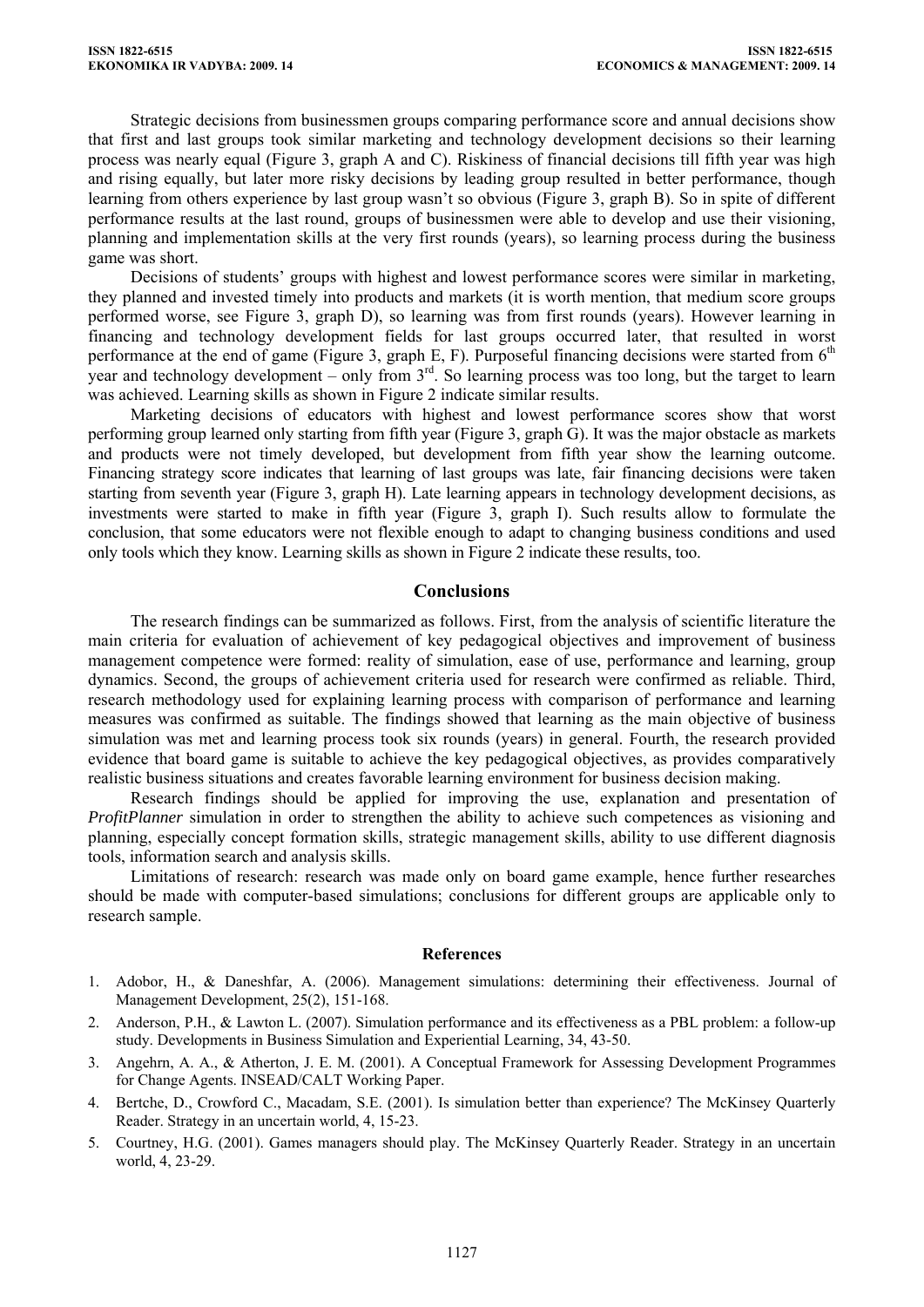Strategic decisions from businessmen groups comparing performance score and annual decisions show that first and last groups took similar marketing and technology development decisions so their learning process was nearly equal (Figure 3, graph A and C). Riskiness of financial decisions till fifth year was high and rising equally, but later more risky decisions by leading group resulted in better performance, though learning from others experience by last group wasn't so obvious (Figure 3, graph B). So in spite of different performance results at the last round, groups of businessmen were able to develop and use their visioning, planning and implementation skills at the very first rounds (years), so learning process during the business game was short.

Decisions of students' groups with highest and lowest performance scores were similar in marketing, they planned and invested timely into products and markets (it is worth mention, that medium score groups performed worse, see Figure 3, graph D), so learning was from first rounds (years). However learning in financing and technology development fields for last groups occurred later, that resulted in worst performance at the end of game (Figure 3, graph E, F). Purposeful financing decisions were started from 6th year and technology development – only from 3rd. So learning process was too long, but the target to learn was achieved. Learning skills as shown in Figure 2 indicate similar results.

Marketing decisions of educators with highest and lowest performance scores show that worst performing group learned only starting from fifth year (Figure 3, graph G). It was the major obstacle as markets and products were not timely developed, but development from fifth year show the learning outcome. Financing strategy score indicates that learning of last groups was late, fair financing decisions were taken starting from seventh year (Figure 3, graph H). Late learning appears in technology development decisions, as investments were started to make in fifth year (Figure 3, graph I). Such results allow to formulate the conclusion, that some educators were not flexible enough to adapt to changing business conditions and used only tools which they know. Learning skills as shown in Figure 2 indicate these results, too.

## Conclusions

The research findings can be summarized as follows. First, from the analysis of scientific literature the main criteria for evaluation of achievement of key pedagogical objectives and improvement of business management competence were formed: reality of simulation, ease of use, performance and learning, group dynamics. Second, the groups of achievement criteria used for research were confirmed as reliable. Third, research methodology used for explaining learning process with comparison of performance and learning measures was confirmed as suitable. The findings showed that learning as the main objective of business simulation was met and learning process took six rounds (years) in general. Fourth, the research provided evidence that board game is suitable to achieve the key pedagogical objectives, as provides comparatively realistic business situations and creates favorable learning environment for business decision making.

Research findings should be applied for improving the use, explanation and presentation of *ProfitPlanner* simulation in order to strengthen the ability to achieve such competences as visioning and planning, especially concept formation skills, strategic management skills, ability to use different diagnosis tools, information search and analysis skills.

Limitations of research: research was made only on board game example, hence further researches should be made with computer-based simulations; conclusions for different groups are applicable only to research sample.

### References

1. Adobor, H., & Daneshfar, A. (2006). Management simulations: determining their effectiveness. Journal of Management Development, 25(2), 151-168.
2. Anderson, P.H., & Lawton L. (2007). Simulation performance and its effectiveness as a PBL problem: a follow-up study. Developments in Business Simulation and Experiential Learning, 34, 43-50.
3. Angehrn, A. A., & Atherton, J. E. M. (2001). A Conceptual Framework for Assessing Development Programmes for Change Agents. INSEAD/CALT Working Paper.
4. Bertche, D., Crowford C., Macadam, S.E. (2001). Is simulation better than experience? The McKinsey Quarterly Reader. Strategy in an uncertain world, 4, 15-23.
5. Courtney, H.G. (2001). Games managers should play. The McKinsey Quarterly Reader. Strategy in an uncertain world, 4, 23-29.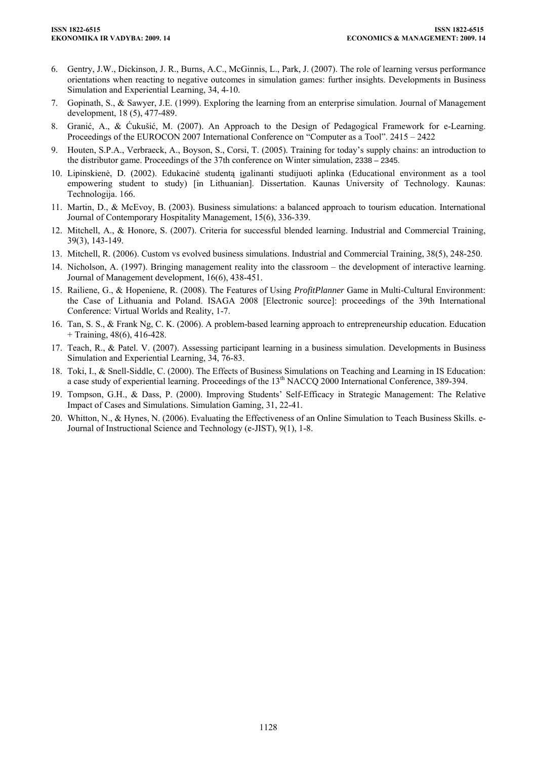6. Gentry, J.W., Dickinson, J. R., Burns, A.C., McGinnis, L., Park, J. (2007). The role of learning versus performance orientations when reacting to negative outcomes in simulation games: further insights. Developments in Business Simulation and Experiential Learning, 34, 4-10.
7. Gopinath, S., & Sawyer, J.E. (1999). Exploring the learning from an enterprise simulation. Journal of Management development, 18 (5), 477-489.
8. Granić, A., & Ćukušić, M. (2007). An Approach to the Design of Pedagogical Framework for e-Learning. Proceedings of the EUROCON 2007 International Conference on "Computer as a Tool". 2415 – 2422
9. Houten, S.P.A., Verbraeck, A., Boyson, S., Corsi, T. (2005). Training for today's supply chains: an introduction to the distributor game. Proceedings of the 37th conference on Winter simulation, 2338 – 2345.
10. Lipinskienė, D. (2002). Edukacinė studentą įgalinanti studijuoti aplinka (Educational environment as a tool empowering student to study) [in Lithuanian]. Dissertation. Kaunas University of Technology. Kaunas: Technologija. 166.
11. Martin, D., & McEvoy, B. (2003). Business simulations: a balanced approach to tourism education. International Journal of Contemporary Hospitality Management, 15(6), 336-339.
12. Mitchell, A., & Honore, S. (2007). Criteria for successful blended learning. Industrial and Commercial Training, 39(3), 143-149.
13. Mitchell, R. (2006). Custom vs evolved business simulations. Industrial and Commercial Training, 38(5), 248-250.
14. Nicholson, A. (1997). Bringing management reality into the classroom – the development of interactive learning. Journal of Management development, 16(6), 438-451.
15. Railiene, G., & Hopeniene, R. (2008). The Features of Using *ProfitPlanner* Game in Multi-Cultural Environment: the Case of Lithuania and Poland. ISAGA 2008 [Electronic source]: proceedings of the 39th International Conference: Virtual Worlds and Reality, 1-7.
16. Tan, S. S., & Frank Ng, C. K. (2006). A problem-based learning approach to entrepreneurship education. Education + Training, 48(6), 416-428.
17. Teach, R., & Patel. V. (2007). Assessing participant learning in a business simulation. Developments in Business Simulation and Experiential Learning, 34, 76-83.
18. Toki, I., & Snell-Siddle, C. (2000). The Effects of Business Simulations on Teaching and Learning in IS Education: a case study of experiential learning. Proceedings of the 13th NACCQ 2000 International Conference, 389-394.
19. Tompson, G.H., & Dass, P. (2000). Improving Students' Self-Efficacy in Strategic Management: The Relative Impact of Cases and Simulations. Simulation Gaming, 31, 22-41.
20. Whitton, N., & Hynes, N. (2006). Evaluating the Effectiveness of an Online Simulation to Teach Business Skills. e-Journal of Instructional Science and Technology (e-JIST), 9(1), 1-8.